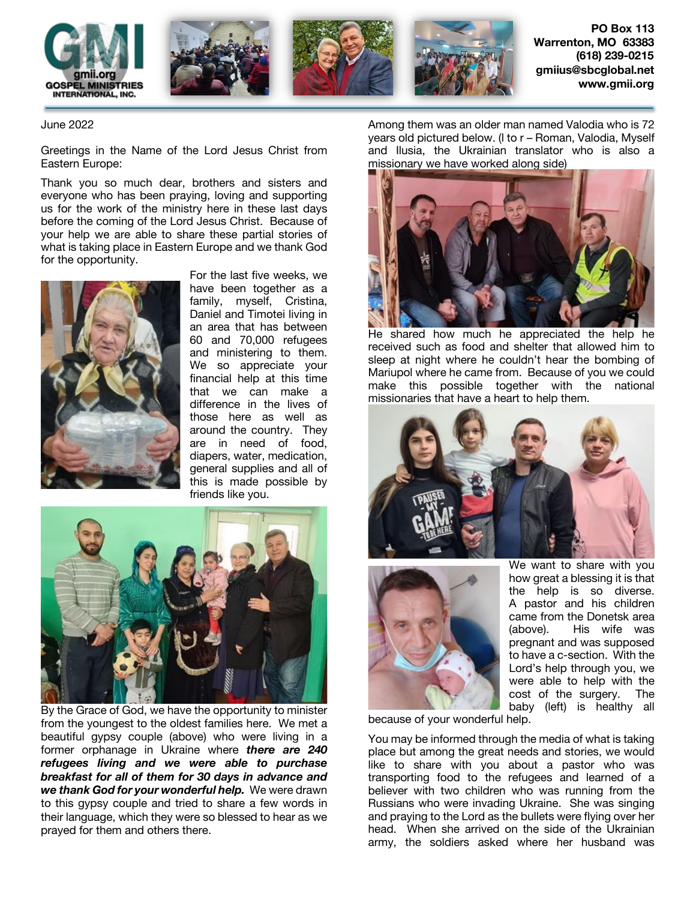GMI
gmii.org
GOSPEL MINISTRIES INTERNATIONAL, INC.

PO Box 113
Warrenton, MO 63383
(618) 239-0215
gmiius@sbcglobal.net
www.gmii.org

June 2022

Greetings in the Name of the Lord Jesus Christ from Eastern Europe:

Thank you so much dear, brothers and sisters and everyone who has been praying, loving and supporting us for the work of the ministry here in these last days before the coming of the Lord Jesus Christ. Because of your help we are able to share these partial stories of what is taking place in Eastern Europe and we thank God for the opportunity.

For the last five weeks, we have been together as a family, myself, Cristina, Daniel and Timotei living in an area that has between 60 and 70,000 refugees and ministering to them. We so appreciate your financial help at this time that we can make a difference in the lives of those here as well as around the country. They are in need of food, diapers, water, medication, general supplies and all of this is made possible by friends like you.

By the Grace of God, we have the opportunity to minister from the youngest to the oldest families here. We met a beautiful gypsy couple (above) who were living in a former orphanage in Ukraine where ***there are 240 refugees living and we were able to purchase breakfast for all of them for 30 days in advance and we thank God for your wonderful help.*** We were drawn to this gypsy couple and tried to share a few words in their language, which they were so blessed to hear as we prayed for them and others there.

Among them was an older man named Valodia who is 72 years old pictured below. (l to r – Roman, Valodia, Myself and Ilusia, the Ukrainian translator who is also a missionary we have worked along side)

He shared how much he appreciated the help he received such as food and shelter that allowed him to sleep at night where he couldn't hear the bombing of Mariupol where he came from. Because of you we could make this possible together with the national missionaries that have a heart to help them.

We want to share with you how great a blessing it is that the help is so diverse. A pastor and his children came from the Donetsk area (above). His wife was pregnant and was supposed to have a c-section. With the Lord's help through you, we were able to help with the cost of the surgery. The baby (left) is healthy all because of your wonderful help.

You may be informed through the media of what is taking place but among the great needs and stories, we would like to share with you about a pastor who was transporting food to the refugees and learned of a believer with two children who was running from the Russians who were invading Ukraine. She was singing and praying to the Lord as the bullets were flying over her head. When she arrived on the side of the Ukrainian army, the soldiers asked where her husband was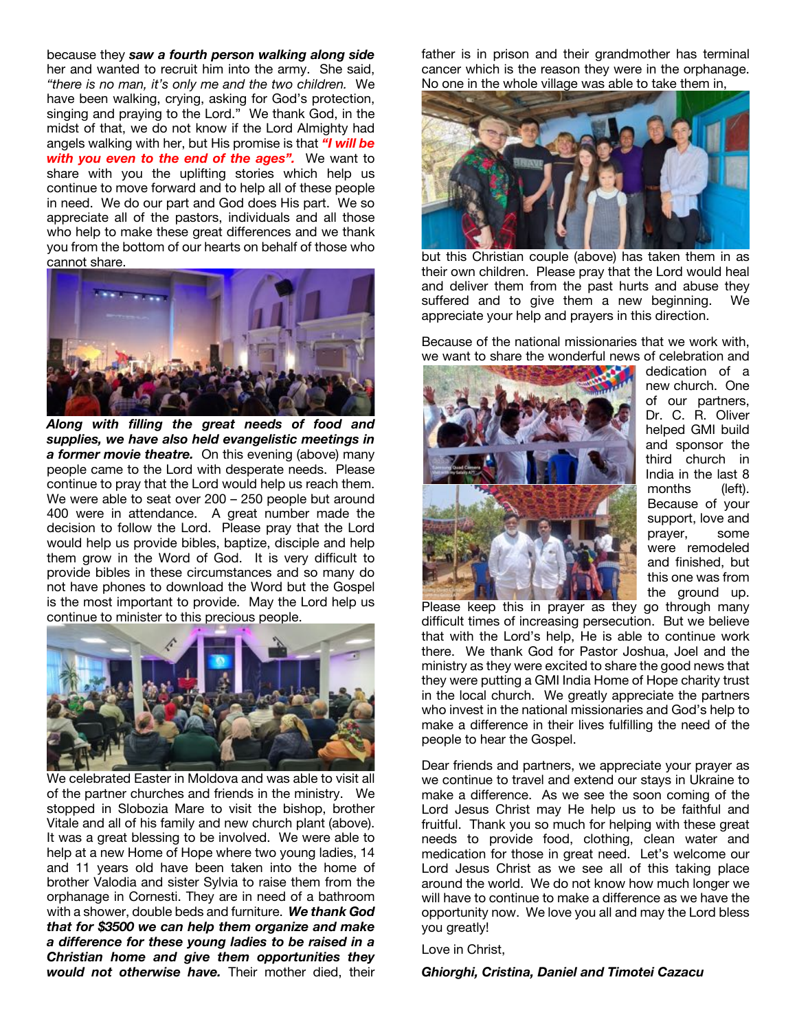because they ***saw a fourth person walking along side*** her and wanted to recruit him into the army. She said, *"there is no man, it's only me and the two children.* We have been walking, crying, asking for God's protection, singing and praying to the Lord." We thank God, in the midst of that, we do not know if the Lord Almighty had angels walking with her, but His promise is that ***"I will be with you even to the end of the ages".*** We want to share with you the uplifting stories which help us continue to move forward and to help all of these people in need. We do our part and God does His part. We so appreciate all of the pastors, individuals and all those who help to make these great differences and we thank you from the bottom of our hearts on behalf of those who cannot share.

***Along with filling the great needs of food and supplies, we have also held evangelistic meetings in a former movie theatre.*** On this evening (above) many people came to the Lord with desperate needs. Please continue to pray that the Lord would help us reach them. We were able to seat over 200 – 250 people but around 400 were in attendance. A great number made the decision to follow the Lord. Please pray that the Lord would help us provide bibles, baptize, disciple and help them grow in the Word of God. It is very difficult to provide bibles in these circumstances and so many do not have phones to download the Word but the Gospel is the most important to provide. May the Lord help us continue to minister to this precious people.

We celebrated Easter in Moldova and was able to visit all of the partner churches and friends in the ministry. We stopped in Slobozia Mare to visit the bishop, brother Vitale and all of his family and new church plant (above). It was a great blessing to be involved. We were able to help at a new Home of Hope where two young ladies, 14 and 11 years old have been taken into the home of brother Valodia and sister Sylvia to raise them from the orphanage in Cornesti. They are in need of a bathroom with a shower, double beds and furniture. ***We thank God that for $3500 we can help them organize and make a difference for these young ladies to be raised in a Christian home and give them opportunities they would not otherwise have.*** Their mother died, their father is in prison and their grandmother has terminal cancer which is the reason they were in the orphanage. No one in the whole village was able to take them in, but this Christian couple (above) has taken them in as their own children. Please pray that the Lord would heal and deliver them from the past hurts and abuse they suffered and to give them a new beginning. We appreciate your help and prayers in this direction.

Because of the national missionaries that we work with, we want to share the wonderful news of celebration and dedication of a new church. One of our partners, Dr. C. R. Oliver helped GMI build and sponsor the third church in India in the last 8 months (left). Because of your support, love and prayer, some were remodeled and finished, but this one was from the ground up. Please keep this in prayer as they go through many difficult times of increasing persecution. But we believe that with the Lord's help, He is able to continue work there. We thank God for Pastor Joshua, Joel and the ministry as they were excited to share the good news that they were putting a GMI India Home of Hope charity trust in the local church. We greatly appreciate the partners who invest in the national missionaries and God's help to make a difference in their lives fulfilling the need of the people to hear the Gospel.

Dear friends and partners, we appreciate your prayer as we continue to travel and extend our stays in Ukraine to make a difference. As we see the soon coming of the Lord Jesus Christ may He help us to be faithful and fruitful. Thank you so much for helping with these great needs to provide food, clothing, clean water and medication for those in great need. Let's welcome our Lord Jesus Christ as we see all of this taking place around the world. We do not know how much longer we will have to continue to make a difference as we have the opportunity now. We love you all and may the Lord bless you greatly!

Love in Christ,

***Ghiorghi, Cristina, Daniel and Timotei Cazacu***